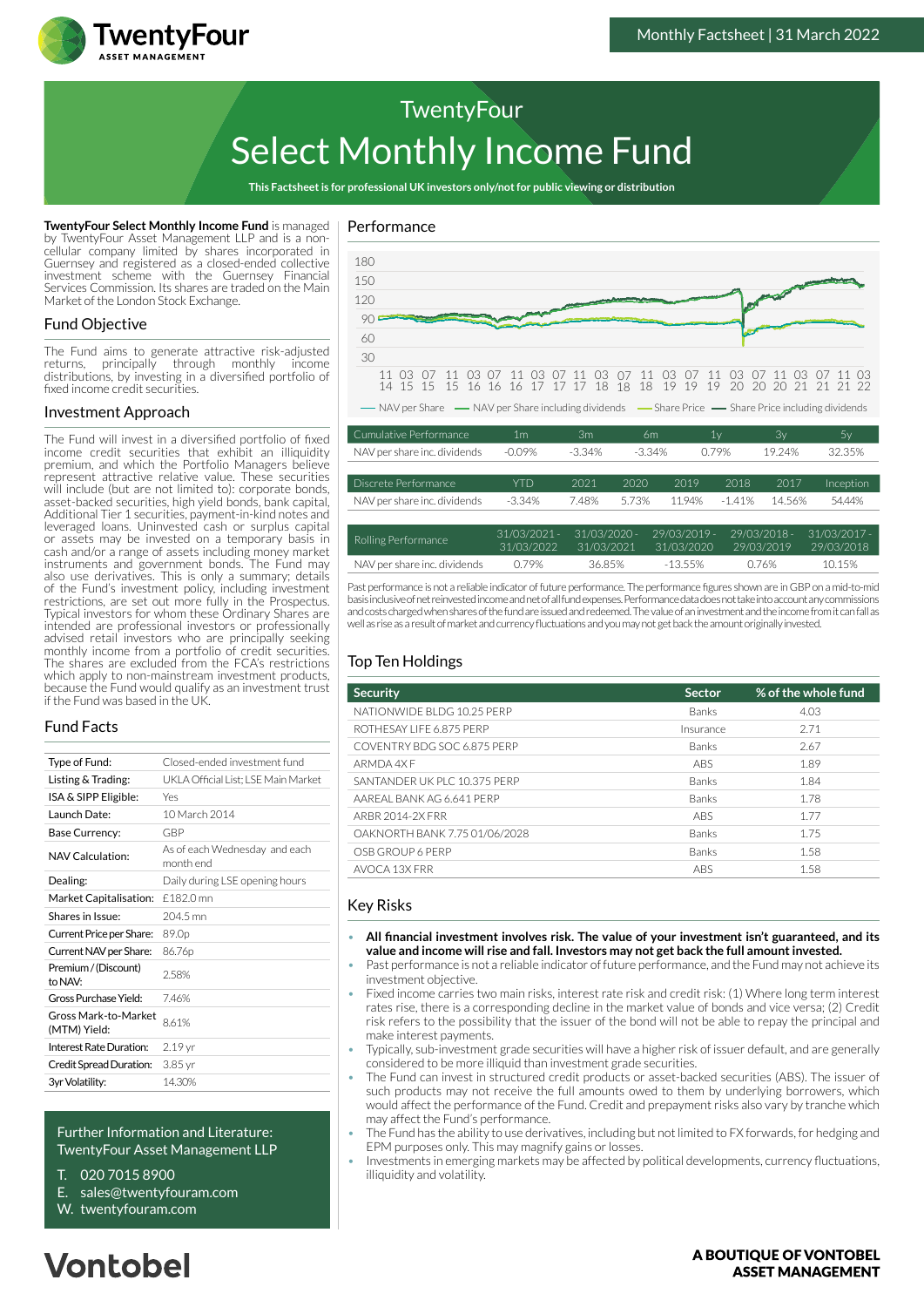# TwentyFour Select Monthly Income Fund

Monthly Factsheet | 31 March 2022

**This Factsheet is for professional UK investors only/not for public viewing or distribution**

**TwentyFour Select Monthly Income Fund** is managed by TwentyFour Asset Management LLP and is a non-cellular company limited by shares incorporated in Guernsey and registered as a closed-ended collective investment scheme with the Guernsey Financial Services Commission. Its shares are traded on the Main Market of the London Stock Exchange.

## Fund Objective

The Fund aims to generate attractive risk-adjusted returns, principally through monthly income distributions, by investing in a diversified portfolio of fixed income credit securities.

## Investment Approach

The Fund will invest in a diversified portfolio of fixed income credit securities that exhibit an illiquidity premium, and which the Portfolio Managers believe represent attractive relative value. These securities will include (but are not limited to): corporate bonds, asset-backed securities, high yield bonds, bank capital, Additional Tier 1 securities, payment-in-kind notes and leveraged loans. Uninvested cash or surplus capital or assets may be invested on a temporary basis in cash and/or a range of assets including money market instruments and government bonds. The Fund may also use derivatives. This is only a summary; details of the Fund's investment policy, including investment restrictions, are set out more fully in the Prospectus. Typical investors for whom these Ordinary Shares are intended are professional investors or professionally advised retail investors who are principally seeking monthly income from a portfolio of credit securities. The shares are excluded from the FCA's restrictions which apply to non-mainstream investment products, because the Fund would qualify as an investment trust if the Fund was based in the UK.

## Fund Facts

| | |
|---|---|
| Type of Fund: | Closed-ended investment fund |
| Listing & Trading: | UKLA Official List; LSE Main Market |
| ISA & SIPP Eligible: | Yes |
| Launch Date: | 10 March 2014 |
| Base Currency: | GBP |
| NAV Calculation: | As of each Wednesday and each month end |
| Dealing: | Daily during LSE opening hours |
| Market Capitalisation: | £182.0 mn |
| Shares in Issue: | 204.5 mn |
| Current Price per Share: | 89.0p |
| Current NAV per Share: | 86.76p |
| Premium / (Discount) to NAV: | 2.58% |
| Gross Purchase Yield: | 7.46% |
| Gross Mark-to-Market (MTM) Yield: | 8.61% |
| Interest Rate Duration: | 2.19 yr |
| Credit Spread Duration: | 3.85 yr |
| 3yr Volatility: | 14.30% |

Further Information and Literature:
TwentyFour Asset Management LLP

T. 020 7015 8900
E. sales@twentyfouram.com
W. twentyfouram.com

## Performance

— NAV per Share — NAV per Share including dividends — Share Price — Share Price including dividends

| Cumulative Performance | 1m | 3m | 6m | 1y | 3y | 5y |
|---|---|---|---|---|---|---|
| NAV per share inc. dividends | -0.09% | -3.34% | -3.34% | 0.79% | 19.24% | 32.35% |

| Discrete Performance | YTD | 2021 | 2020 | 2019 | 2018 | 2017 | Inception |
|---|---|---|---|---|---|---|---|
| NAV per share inc. dividends | -3.34% | 7.48% | 5.73% | 11.94% | -1.41% | 14.56% | 54.44% |

| Rolling Performance | 31/03/2021 - 31/03/2022 | 31/03/2020 - 31/03/2021 | 29/03/2019 - 31/03/2020 | 29/03/2018 - 29/03/2019 | 31/03/2017 - 29/03/2018 |
|---|---|---|---|---|---|
| NAV per share inc. dividends | 0.79% | 36.85% | -13.55% | 0.76% | 10.15% |

Past performance is not a reliable indicator of future performance. The performance figures shown are in GBP on a mid-to-mid basis inclusive of net reinvested income and net of all fund expenses. Performance data does not take into account any commissions and costs charged when shares of the fund are issued and redeemed. The value of an investment and the income from it can fall as well as rise as a result of market and currency fluctuations and you may not get back the amount originally invested.

## Top Ten Holdings

| Security | Sector | % of the whole fund |
|---|---|---|
| NATIONWIDE BLDG 10.25 PERP | Banks | 4.03 |
| ROTHESAY LIFE 6.875 PERP | Insurance | 2.71 |
| COVENTRY BDG SOC 6.875 PERP | Banks | 2.67 |
| ARMDA 4X F | ABS | 1.89 |
| SANTANDER UK PLC 10.375 PERP | Banks | 1.84 |
| AAREAL BANK AG 6.641 PERP | Banks | 1.78 |
| ARBR 2014-2X FRR | ABS | 1.77 |
| OAKNORTH BANK 7.75 01/06/2028 | Banks | 1.75 |
| OSB GROUP 6 PERP | Banks | 1.58 |
| AVOCA 13X FRR | ABS | 1.58 |

## Key Risks

- **All financial investment involves risk. The value of your investment isn't guaranteed, and its value and income will rise and fall. Investors may not get back the full amount invested.**
- Past performance is not a reliable indicator of future performance, and the Fund may not achieve its investment objective.
- Fixed income carries two main risks, interest rate risk and credit risk: (1) Where long term interest rates rise, there is a corresponding decline in the market value of bonds and vice versa; (2) Credit risk refers to the possibility that the issuer of the bond will not be able to repay the principal and make interest payments.
- Typically, sub-investment grade securities will have a higher risk of issuer default, and are generally considered to be more illiquid than investment grade securities.
- The Fund can invest in structured credit products or asset-backed securities (ABS). The issuer of such products may not receive the full amounts owed to them by underlying borrowers, which would affect the performance of the Fund. Credit and prepayment risks also vary by tranche which may affect the Fund's performance.
- The Fund has the ability to use derivatives, including but not limited to FX forwards, for hedging and EPM purposes only. This may magnify gains or losses.
- Investments in emerging markets may be affected by political developments, currency fluctuations, illiquidity and volatility.

Vontobel

**A BOUTIQUE OF VONTOBEL ASSET MANAGEMENT**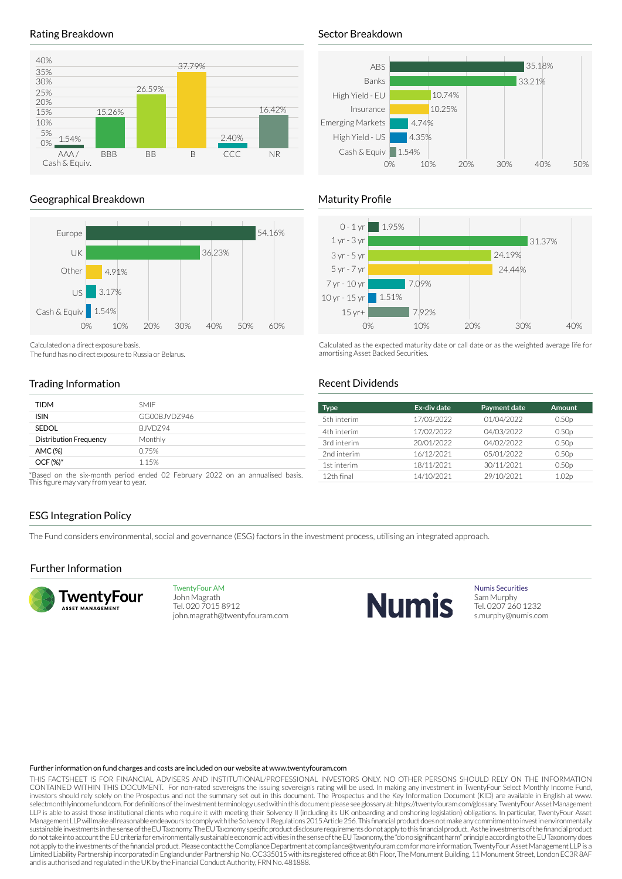## Rating Breakdown

40%
35%
30%
25%
20%
15%
10%
5%
0%

1.54% AAA / Cash & Equiv.
15.26% BBB
26.59% BB
37.79% B
2.40% CCC
16.42% NR

## Sector Breakdown

ABS 35.18%
Banks 33.21%
High Yield - EU 10.74%
Insurance 10.25%
Emerging Markets 4.74%
High Yield - US 4.35%
Cash & Equiv 1.54%

0% 10% 20% 30% 40% 50%

## Geographical Breakdown

Europe 54.16%
UK 36.23%
Other 4.91%
US 3.17%
Cash & Equiv 1.54%

0% 10% 20% 30% 40% 50% 60%

Calculated on a direct exposure basis.
The fund has no direct exposure to Russia or Belarus.

## Maturity Profile

0 - 1 yr 1.95%
1 yr - 3 yr 31.37%
3 yr - 5 yr 24.19%
5 yr - 7 yr 24.44%
7 yr - 10 yr 7.09%
10 yr - 15 yr 1.51%
15 yr+ 7.92%

0% 10% 20% 30% 40%

Calculated as the expected maturity date or call date or as the weighted average life for amortising Asset Backed Securities.

## Trading Information

| | |
|---|---|
| TIDM | SMIF |
| ISIN | GG00BJVDZ946 |
| SEDOL | BJVDZ94 |
| Distribution Frequency | Monthly |
| AMC (%) | 0.75% |
| OCF (%)* | 1.15% |

*Based on the six-month period ended 02 February 2022 on an annualised basis. This figure may vary from year to year.

## Recent Dividends

| Type | Ex-div date | Payment date | Amount |
|---|---|---|---|
| 5th interim | 17/03/2022 | 01/04/2022 | 0.50p |
| 4th interim | 17/02/2022 | 04/03/2022 | 0.50p |
| 3rd interim | 20/01/2022 | 04/02/2022 | 0.50p |
| 2nd interim | 16/12/2021 | 05/01/2022 | 0.50p |
| 1st interim | 18/11/2021 | 30/11/2021 | 0.50p |
| 12th final | 14/10/2021 | 29/10/2021 | 1.02p |

## ESG Integration Policy

The Fund considers environmental, social and governance (ESG) factors in the investment process, utilising an integrated approach.

## Further Information

TwentyFour ASSET MANAGEMENT

TwentyFour AM
John Magrath
Tel. 020 7015 8912
john.magrath@twentyfouram.com

Numis

Numis Securities
Sam Murphy
Tel. 0207 260 1232
s.murphy@numis.com

**Further information on fund charges and costs are included on our website at www.twentyfouram.com**

THIS FACTSHEET IS FOR FINANCIAL ADVISERS AND INSTITUTIONAL/PROFESSIONAL INVESTORS ONLY. NO OTHER PERSONS SHOULD RELY ON THE INFORMATION CONTAINED WITHIN THIS DOCUMENT. For non-rated sovereigns the issuing sovereign's rating will be used. In making any investment in TwentyFour Select Monthly Income Fund, investors should rely solely on the Prospectus and not the summary set out in this document. The Prospectus and the Key Information Document (KID) are available in English at www.selectmonthlyincomefund.com. For definitions of the investment terminology used within this document please see glossary at: https://twentyfouram.com/glossary. TwentyFour Asset Management LLP is able to assist those institutional clients who require it with meeting their Solvency II (including its UK onboarding and onshoring legislation) obligations. In particular, TwentyFour Asset Management LLP will make all reasonable endeavours to comply with the Solvency II Regulations 2015 Article 256. This financial product does not make any commitment to invest in environmentally sustainable investments in the sense of the EU Taxonomy. The EU Taxonomy specific product disclosure requirements do not apply to this financial product. As the investments of the financial product do not take into account the EU criteria for environmentally sustainable economic activities in the sense of the EU Taxonomy, the "do no significant harm" principle according to the EU Taxonomy does not apply to the investments of the financial product. Please contact the Compliance Department at compliance@twentyfouram.com for more information. TwentyFour Asset Management LLP is a Limited Liability Partnership incorporated in England under Partnership No. OC335015 with its registered office at 8th Floor, The Monument Building, 11 Monument Street, London EC3R 8AF and is authorised and regulated in the UK by the Financial Conduct Authority, FRN No. 481888.